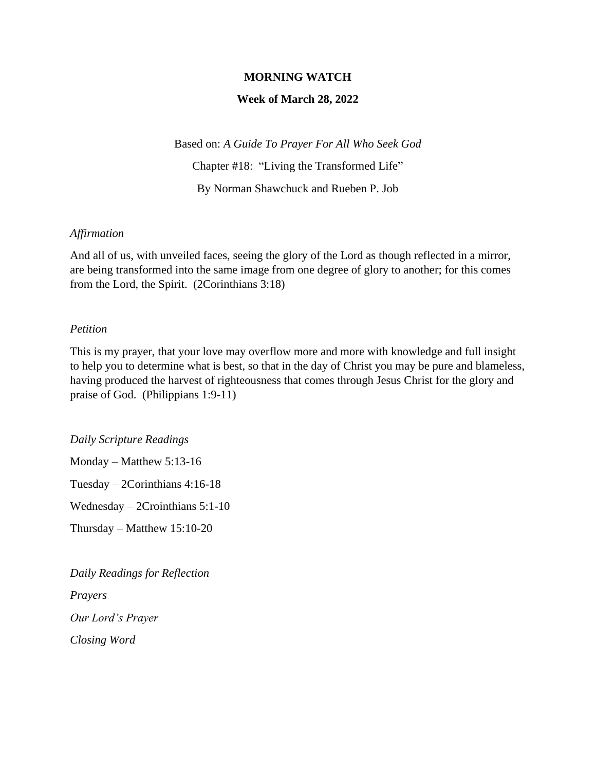**MORNING WATCH**

**Week of March 28, 2022**

Based on: *A Guide To Prayer For All Who Seek God*

Chapter #18: "Living the Transformed Life"

By Norman Shawchuck and Rueben P. Job

*Affirmation*

And all of us, with unveiled faces, seeing the glory of the Lord as though reflected in a mirror, are being transformed into the same image from one degree of glory to another; for this comes from the Lord, the Spirit. (2Corinthians 3:18)

*Petition*

This is my prayer, that your love may overflow more and more with knowledge and full insight to help you to determine what is best, so that in the day of Christ you may be pure and blameless, having produced the harvest of righteousness that comes through Jesus Christ for the glory and praise of God. (Philippians 1:9-11)

*Daily Scripture Readings*

Monday – Matthew 5:13-16

Tuesday – 2Corinthians 4:16-18

Wednesday – 2Crointhians 5:1-10

Thursday – Matthew 15:10-20

*Daily Readings for Reflection*

*Prayers*

*Our Lord's Prayer*

*Closing Word*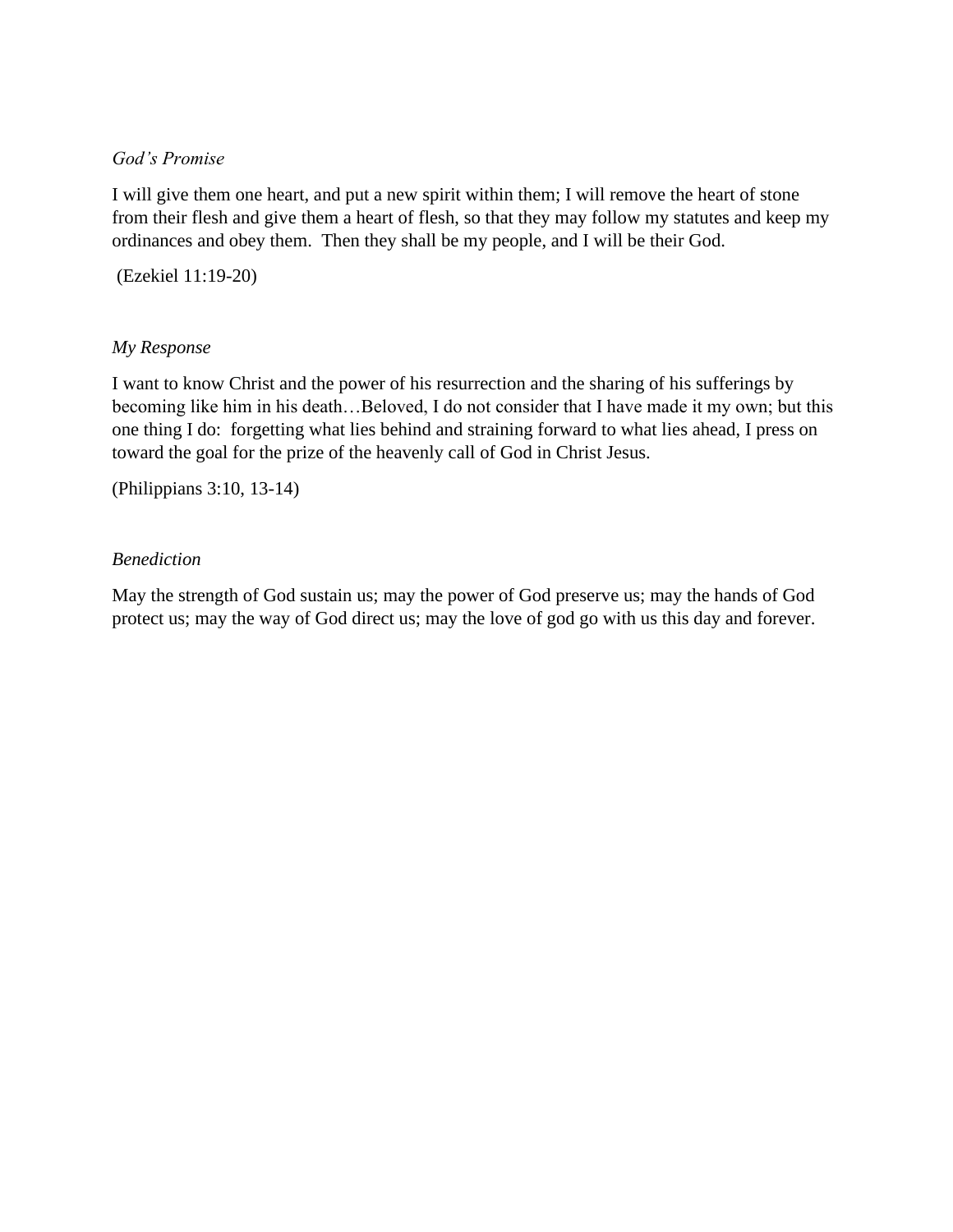*God's Promise*

I will give them one heart, and put a new spirit within them; I will remove the heart of stone from their flesh and give them a heart of flesh, so that they may follow my statutes and keep my ordinances and obey them. Then they shall be my people, and I will be their God.

(Ezekiel 11:19-20)

*My Response*

I want to know Christ and the power of his resurrection and the sharing of his sufferings by becoming like him in his death…Beloved, I do not consider that I have made it my own; but this one thing I do: forgetting what lies behind and straining forward to what lies ahead, I press on toward the goal for the prize of the heavenly call of God in Christ Jesus.

(Philippians 3:10, 13-14)

*Benediction*

May the strength of God sustain us; may the power of God preserve us; may the hands of God protect us; may the way of God direct us; may the love of god go with us this day and forever.